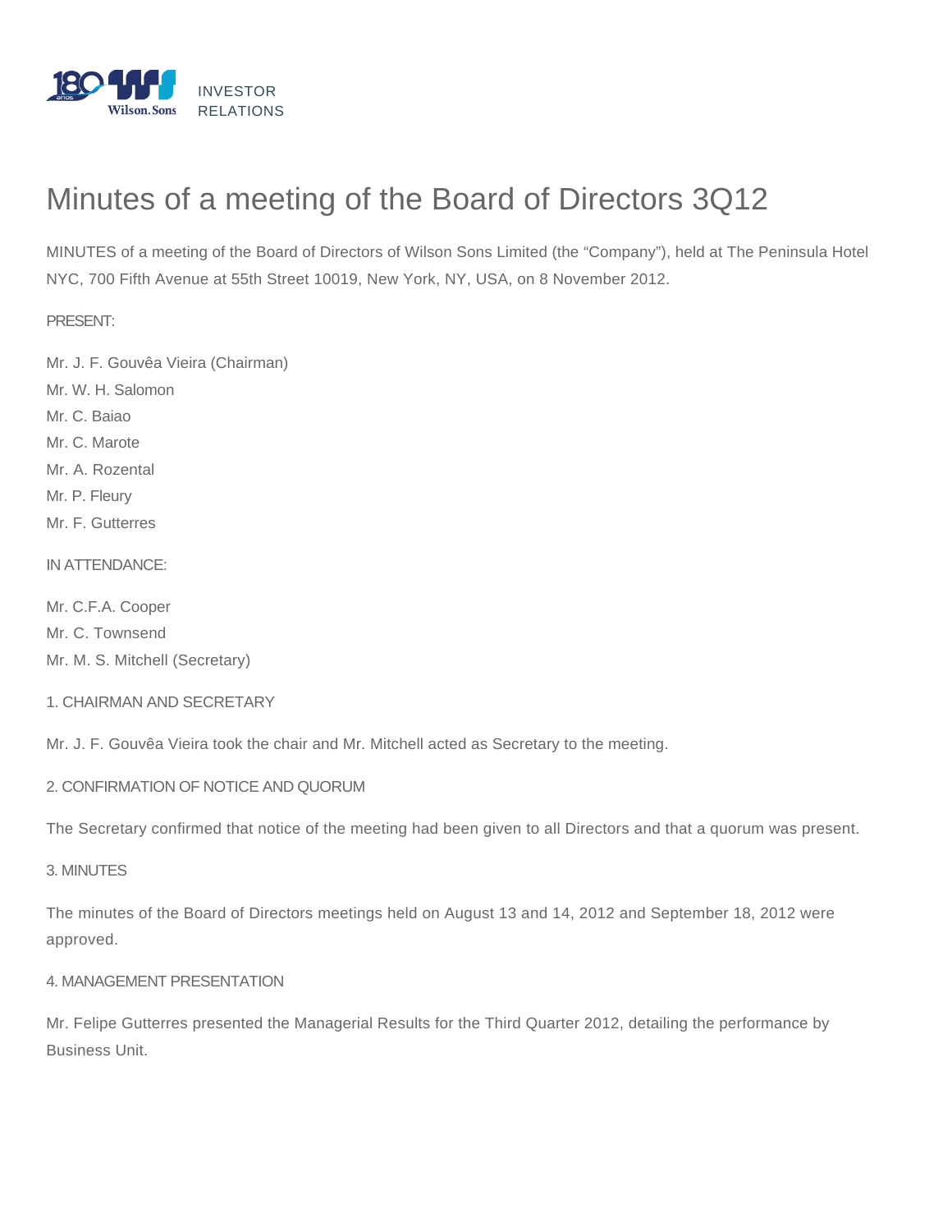INVESTOR RELATIONS

# Minutes of a meeting of the Board of Directors 3Q12

MINUTES of a meeting of the Board of Directors of Wilson Sons Limited (the "Company"), held at The Peninsula Hotel NYC, 700 Fifth Avenue at 55th Street 10019, New York, NY, USA, on 8 November 2012.

PRESENT:

Mr. J. F. Gouvêa Vieira (Chairman)
Mr. W. H. Salomon
Mr. C. Baiao
Mr. C. Marote
Mr. A. Rozental
Mr. P. Fleury
Mr. F. Gutterres

IN ATTENDANCE:

Mr. C.F.A. Cooper
Mr. C. Townsend
Mr. M. S. Mitchell (Secretary)

1. CHAIRMAN AND SECRETARY

Mr. J. F. Gouvêa Vieira took the chair and Mr. Mitchell acted as Secretary to the meeting.

2. CONFIRMATION OF NOTICE AND QUORUM

The Secretary confirmed that notice of the meeting had been given to all Directors and that a quorum was present.

3. MINUTES

The minutes of the Board of Directors meetings held on August 13 and 14, 2012 and September 18, 2012 were approved.

4. MANAGEMENT PRESENTATION

Mr. Felipe Gutterres presented the Managerial Results for the Third Quarter 2012, detailing the performance by Business Unit.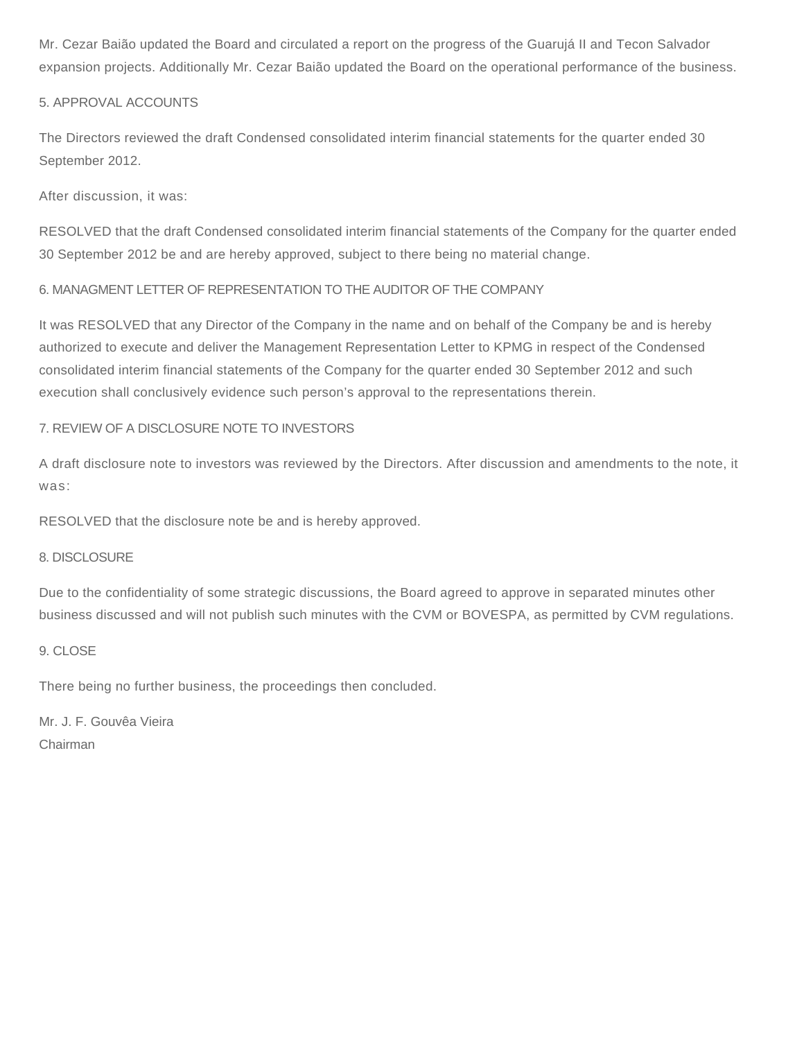Mr. Cezar Baião updated the Board and circulated a report on the progress of the Guarujá II and Tecon Salvador expansion projects. Additionally Mr. Cezar Baião updated the Board on the operational performance of the business.

## 5. APPROVAL ACCOUNTS

The Directors reviewed the draft Condensed consolidated interim financial statements for the quarter ended 30 September 2012.

After discussion, it was:

RESOLVED that the draft Condensed consolidated interim financial statements of the Company for the quarter ended 30 September 2012 be and are hereby approved, subject to there being no material change.

## 6. MANAGMENT LETTER OF REPRESENTATION TO THE AUDITOR OF THE COMPANY

It was RESOLVED that any Director of the Company in the name and on behalf of the Company be and is hereby authorized to execute and deliver the Management Representation Letter to KPMG in respect of the Condensed consolidated interim financial statements of the Company for the quarter ended 30 September 2012 and such execution shall conclusively evidence such person's approval to the representations therein.

## 7. REVIEW OF A DISCLOSURE NOTE TO INVESTORS

A draft disclosure note to investors was reviewed by the Directors. After discussion and amendments to the note, it was:

RESOLVED that the disclosure note be and is hereby approved.

## 8. DISCLOSURE

Due to the confidentiality of some strategic discussions, the Board agreed to approve in separated minutes other business discussed and will not publish such minutes with the CVM or BOVESPA, as permitted by CVM regulations.

## 9. CLOSE

There being no further business, the proceedings then concluded.

Mr. J. F. Gouvêa Vieira  
Chairman